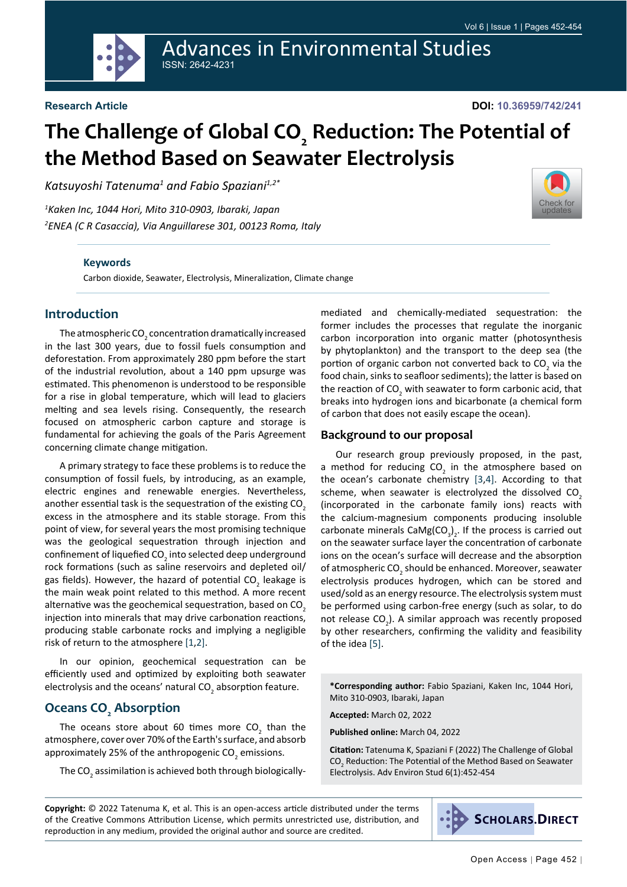Research Article

DOI: 10.36959/742/241

# The Challenge of Global $CO_2$ Reduction: The Potential of the Method Based on Seawater Electrolysis

*Katsuyoshi Tatenuma[1] and Fabio Spaziani[1,2*]*

[1]*Kaken Inc, 1044 Hori, Mito 310-0903, Ibaraki, Japan*

[2]*ENEA (C R Casaccia), Via Anguillarese 301, 00123 Roma, Italy*

**Keywords**

Carbon dioxide, Seawater, Electrolysis, Mineralization, Climate change

## Introduction

The atmospheric $CO_2$ concentration dramatically increased in the last 300 years, due to fossil fuels consumption and deforestation. From approximately 280 ppm before the start of the industrial revolution, about a 140 ppm upsurge was estimated. This phenomenon is understood to be responsible for a rise in global temperature, which will lead to glaciers melting and sea levels rising. Consequently, the research focused on atmospheric carbon capture and storage is fundamental for achieving the goals of the Paris Agreement concerning climate change mitigation.

A primary strategy to face these problems is to reduce the consumption of fossil fuels, by introducing, as an example, electric engines and renewable energies. Nevertheless, another essential task is the sequestration of the existing $CO_2$ excess in the atmosphere and its stable storage. From this point of view, for several years the most promising technique was the geological sequestration through injection and confinement of liquefied $CO_2$ into selected deep underground rock formations (such as saline reservoirs and depleted oil/gas fields). However, the hazard of potential $CO_2$ leakage is the main weak point related to this method. A more recent alternative was the geochemical sequestration, based on $CO_2$ injection into minerals that may drive carbonation reactions, producing stable carbonate rocks and implying a negligible risk of return to the atmosphere [1,2].

In our opinion, geochemical sequestration can be efficiently used and optimized by exploiting both seawater electrolysis and the oceans' natural $CO_2$ absorption feature.

## Oceans $CO_2$ Absorption

The oceans store about 60 times more $CO_2$ than the atmosphere, cover over 70% of the Earth's surface, and absorb approximately 25% of the anthropogenic $CO_2$ emissions.

The $CO_2$ assimilation is achieved both through biologically-mediated and chemically-mediated sequestration: the former includes the processes that regulate the inorganic carbon incorporation into organic matter (photosynthesis by phytoplankton) and the transport to the deep sea (the portion of organic carbon not converted back to $CO_2$ via the food chain, sinks to seafloor sediments); the latter is based on the reaction of $CO_2$ with seawater to form carbonic acid, that breaks into hydrogen ions and bicarbonate (a chemical form of carbon that does not easily escape the ocean).

## Background to our proposal

Our research group previously proposed, in the past, a method for reducing $CO_2$ in the atmosphere based on the ocean's carbonate chemistry [3,4]. According to that scheme, when seawater is electrolyzed the dissolved $CO_2$ (incorporated in the carbonate family ions) reacts with the calcium-magnesium components producing insoluble carbonate minerals $CaMg(CO_3)_2$. If the process is carried out on the seawater surface layer the concentration of carbonate ions on the ocean's surface will decrease and the absorption of atmospheric $CO_2$ should be enhanced. Moreover, seawater electrolysis produces hydrogen, which can be stored and used/sold as an energy resource. The electrolysis system must be performed using carbon-free energy (such as solar, to do not release $CO_2$). A similar approach was recently proposed by other researchers, confirming the validity and feasibility of the idea [5].

**\*Corresponding author:** Fabio Spaziani, Kaken Inc, 1044 Hori, Mito 310-0903, Ibaraki, Japan

**Accepted:** March 02, 2022

**Published online:** March 04, 2022

**Citation:** Tatenuma K, Spaziani F (2022) The Challenge of Global $CO_2$ Reduction: The Potential of the Method Based on Seawater Electrolysis. Adv Environ Stud 6(1):452-454

**Copyright:** © 2022 Tatenuma K, et al. This is an open-access article distributed under the terms of the Creative Commons Attribution License, which permits unrestricted use, distribution, and reproduction in any medium, provided the original author and source are credited.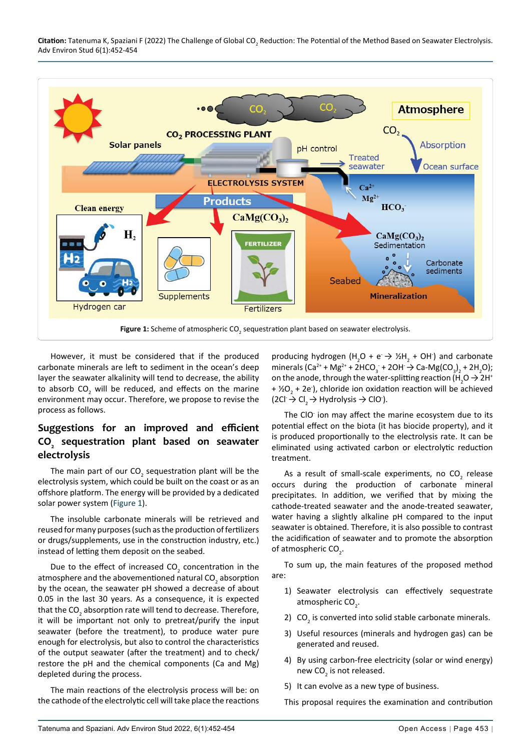Figure 1: Scheme of atmospheric $CO_2$ sequestration plant based on seawater electrolysis.

However, it must be considered that if the produced carbonate minerals are left to sediment in the ocean's deep layer the seawater alkalinity will tend to decrease, the ability to absorb $CO_2$ will be reduced, and effects on the marine environment may occur. Therefore, we propose to revise the process as follows.

## Suggestions for an improved and efficient $CO_2$ sequestration plant based on seawater electrolysis

The main part of our $CO_2$ sequestration plant will be the electrolysis system, which could be built on the coast or as an offshore platform. The energy will be provided by a dedicated solar power system (Figure 1).

The insoluble carbonate minerals will be retrieved and reused for many purposes (such as the production of fertilizers or drugs/supplements, use in the construction industry, etc.) instead of letting them deposit on the seabed.

Due to the effect of increased $CO_2$ concentration in the atmosphere and the abovementioned natural $CO_2$ absorption by the ocean, the seawater pH showed a decrease of about 0.05 in the last 30 years. As a consequence, it is expected that the $CO_2$ absorption rate will tend to decrease. Therefore, it will be important not only to pretreat/purify the input seawater (before the treatment), to produce water pure enough for electrolysis, but also to control the characteristics of the output seawater (after the treatment) and to check/restore the pH and the chemical components (Ca and Mg) depleted during the process.

The main reactions of the electrolysis process will be: on the cathode of the electrolytic cell will take place the reactions producing hydrogen ($H_2O + e^- \rightarrow ½H_2 + OH^-$) and carbonate minerals ($Ca^{2+} + Mg^{2+} + 2HCO_3^- + 2OH^- \rightarrow Ca\text{-}Mg(CO_3)_2 + 2H_2O$); on the anode, through the water-splitting reaction ($H_2O \rightarrow 2H^+ + ½O_2 + 2e^-$), chloride ion oxidation reaction will be achieved ($2Cl^- \rightarrow Cl_2 \rightarrow$ Hydrolysis $\rightarrow ClO^-$).

The $ClO^-$ ion may affect the marine ecosystem due to its potential effect on the biota (it has biocide property), and it is produced proportionally to the electrolysis rate. It can be eliminated using activated carbon or electrolytic reduction treatment.

As a result of small-scale experiments, no $CO_2$ release occurs during the production of carbonate mineral precipitates. In addition, we verified that by mixing the cathode-treated seawater and the anode-treated seawater, water having a slightly alkaline pH compared to the input seawater is obtained. Therefore, it is also possible to contrast the acidification of seawater and to promote the absorption of atmospheric $CO_2$.

To sum up, the main features of the proposed method are:

1) Seawater electrolysis can effectively sequestrate atmospheric $CO_2$.

2) $CO_2$ is converted into solid stable carbonate minerals.

3) Useful resources (minerals and hydrogen gas) can be generated and reused.

4) By using carbon-free electricity (solar or wind energy) new $CO_2$ is not released.

5) It can evolve as a new type of business.

This proposal requires the examination and contribution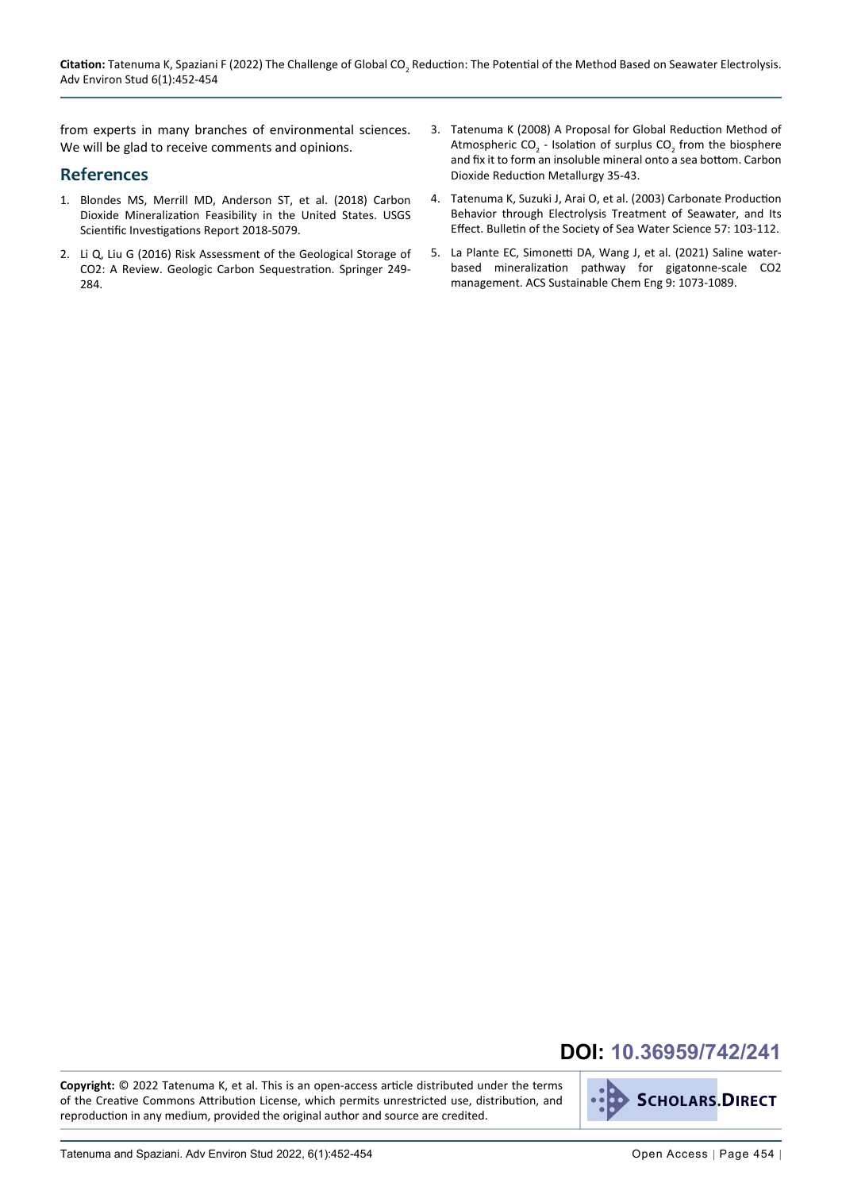from experts in many branches of environmental sciences. We will be glad to receive comments and opinions.

## References

1. Blondes MS, Merrill MD, Anderson ST, et al. (2018) Carbon Dioxide Mineralization Feasibility in the United States. USGS Scientific Investigations Report 2018-5079.
2. Li Q, Liu G (2016) Risk Assessment of the Geological Storage of CO2: A Review. Geologic Carbon Sequestration. Springer 249-284.
3. Tatenuma K (2008) A Proposal for Global Reduction Method of Atmospheric $CO_2$ - Isolation of surplus $CO_2$ from the biosphere and fix it to form an insoluble mineral onto a sea bottom. Carbon Dioxide Reduction Metallurgy 35-43.
4. Tatenuma K, Suzuki J, Arai O, et al. (2003) Carbonate Production Behavior through Electrolysis Treatment of Seawater, and Its Effect. Bulletin of the Society of Sea Water Science 57: 103-112.
5. La Plante EC, Simonetti DA, Wang J, et al. (2021) Saline water-based mineralization pathway for gigatonne-scale CO2 management. ACS Sustainable Chem Eng 9: 1073-1089.

**DOI: 10.36959/742/241**

**Copyright:** © 2022 Tatenuma K, et al. This is an open-access article distributed under the terms of the Creative Commons Attribution License, which permits unrestricted use, distribution, and reproduction in any medium, provided the original author and source are credited.